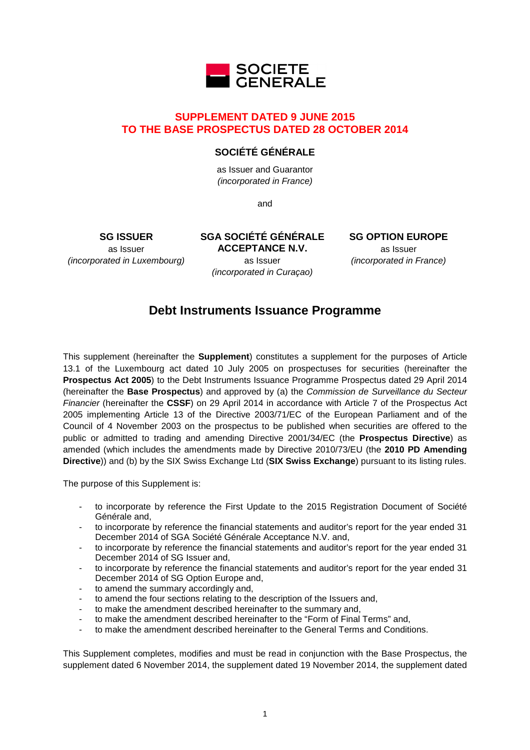SOCIETE GENERALE

# SUPPLEMENT DATED 9 JUNE 2015 TO THE BASE PROSPECTUS DATED 28 OCTOBER 2014

## SOCIÉTÉ GÉNÉRALE

as Issuer and Guarantor
*(incorporated in France)*

and

**SG ISSUER**
as Issuer
*(incorporated in Luxembourg)*

**SGA SOCIÉTÉ GÉNÉRALE ACCEPTANCE N.V.**
as Issuer
*(incorporated in Curaçao)*

**SG OPTION EUROPE**
as Issuer
*(incorporated in France)*

# Debt Instruments Issuance Programme

This supplement (hereinafter the **Supplement**) constitutes a supplement for the purposes of Article 13.1 of the Luxembourg act dated 10 July 2005 on prospectuses for securities (hereinafter the **Prospectus Act 2005**) to the Debt Instruments Issuance Programme Prospectus dated 29 April 2014 (hereinafter the **Base Prospectus**) and approved by (a) the *Commission de Surveillance du Secteur Financier* (hereinafter the **CSSF**) on 29 April 2014 in accordance with Article 7 of the Prospectus Act 2005 implementing Article 13 of the Directive 2003/71/EC of the European Parliament and of the Council of 4 November 2003 on the prospectus to be published when securities are offered to the public or admitted to trading and amending Directive 2001/34/EC (the **Prospectus Directive**) as amended (which includes the amendments made by Directive 2010/73/EU (the **2010 PD Amending Directive**)) and (b) by the SIX Swiss Exchange Ltd (**SIX Swiss Exchange**) pursuant to its listing rules.

The purpose of this Supplement is:

- to incorporate by reference the First Update to the 2015 Registration Document of Société Générale and,
- to incorporate by reference the financial statements and auditor's report for the year ended 31 December 2014 of SGA Société Générale Acceptance N.V. and,
- to incorporate by reference the financial statements and auditor's report for the year ended 31 December 2014 of SG Issuer and,
- to incorporate by reference the financial statements and auditor's report for the year ended 31 December 2014 of SG Option Europe and,
- to amend the summary accordingly and,
- to amend the four sections relating to the description of the Issuers and,
- to make the amendment described hereinafter to the summary and,
- to make the amendment described hereinafter to the "Form of Final Terms" and,
- to make the amendment described hereinafter to the General Terms and Conditions.

This Supplement completes, modifies and must be read in conjunction with the Base Prospectus, the supplement dated 6 November 2014, the supplement dated 19 November 2014, the supplement dated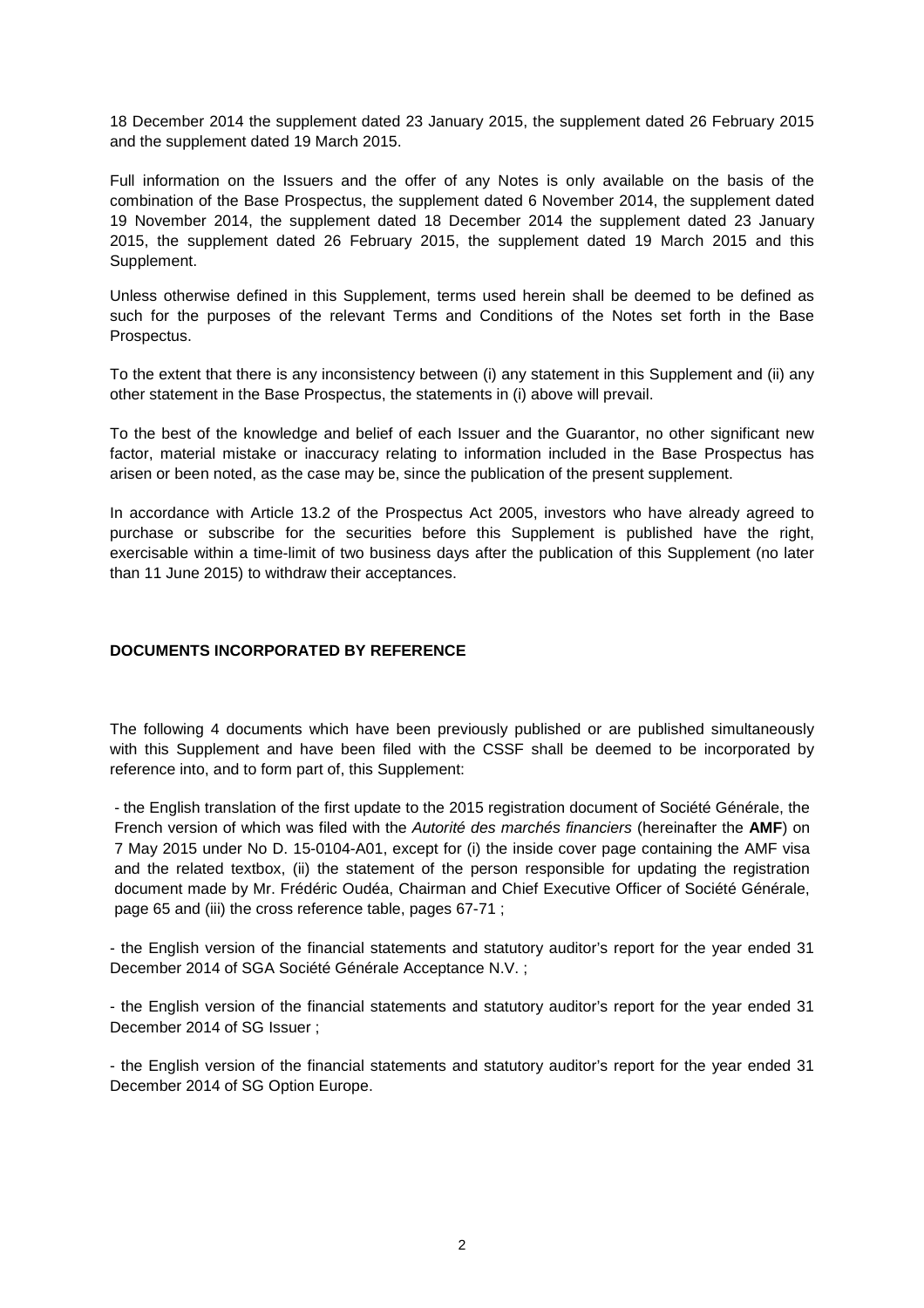18 December 2014 the supplement dated 23 January 2015, the supplement dated 26 February 2015 and the supplement dated 19 March 2015.

Full information on the Issuers and the offer of any Notes is only available on the basis of the combination of the Base Prospectus, the supplement dated 6 November 2014, the supplement dated 19 November 2014, the supplement dated 18 December 2014 the supplement dated 23 January 2015, the supplement dated 26 February 2015, the supplement dated 19 March 2015 and this Supplement.

Unless otherwise defined in this Supplement, terms used herein shall be deemed to be defined as such for the purposes of the relevant Terms and Conditions of the Notes set forth in the Base Prospectus.

To the extent that there is any inconsistency between (i) any statement in this Supplement and (ii) any other statement in the Base Prospectus, the statements in (i) above will prevail.

To the best of the knowledge and belief of each Issuer and the Guarantor, no other significant new factor, material mistake or inaccuracy relating to information included in the Base Prospectus has arisen or been noted, as the case may be, since the publication of the present supplement.

In accordance with Article 13.2 of the Prospectus Act 2005, investors who have already agreed to purchase or subscribe for the securities before this Supplement is published have the right, exercisable within a time-limit of two business days after the publication of this Supplement (no later than 11 June 2015) to withdraw their acceptances.

## DOCUMENTS INCORPORATED BY REFERENCE

The following 4 documents which have been previously published or are published simultaneously with this Supplement and have been filed with the CSSF shall be deemed to be incorporated by reference into, and to form part of, this Supplement:

- the English translation of the first update to the 2015 registration document of Société Générale, the French version of which was filed with the *Autorité des marchés financiers* (hereinafter the **AMF**) on 7 May 2015 under No D. 15-0104-A01, except for (i) the inside cover page containing the AMF visa and the related textbox, (ii) the statement of the person responsible for updating the registration document made by Mr. Frédéric Oudéa, Chairman and Chief Executive Officer of Société Générale, page 65 and (iii) the cross reference table, pages 67-71 ;

- the English version of the financial statements and statutory auditor's report for the year ended 31 December 2014 of SGA Société Générale Acceptance N.V. ;

- the English version of the financial statements and statutory auditor's report for the year ended 31 December 2014 of SG Issuer ;

- the English version of the financial statements and statutory auditor's report for the year ended 31 December 2014 of SG Option Europe.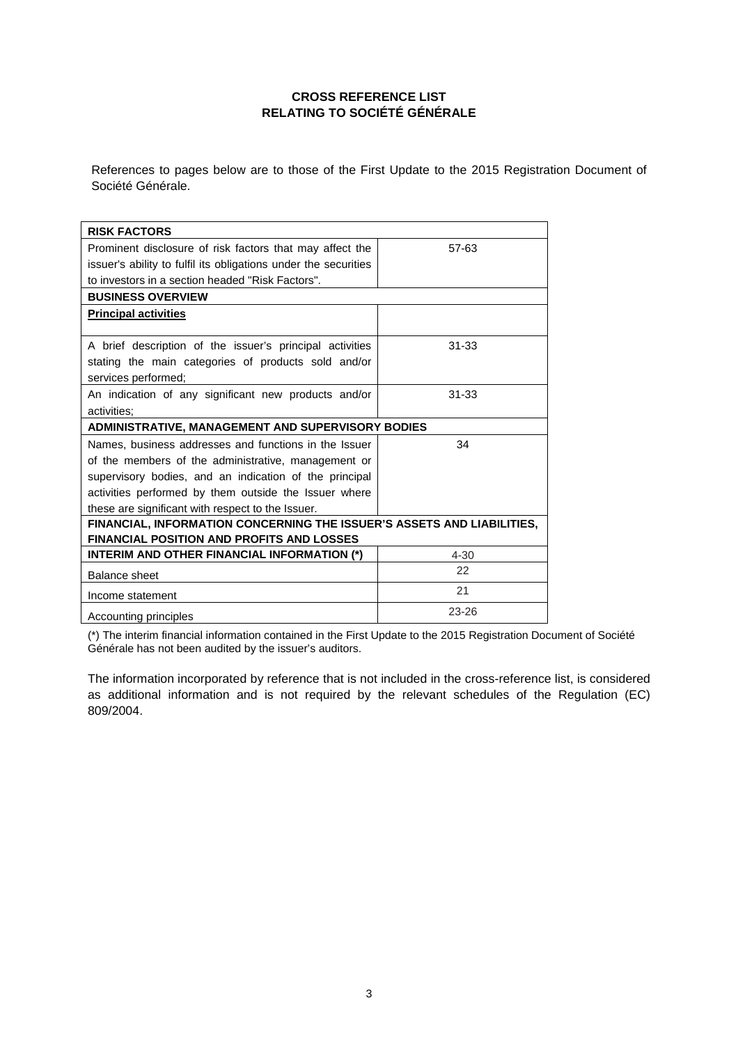**CROSS REFERENCE LIST**
**RELATING TO SOCIÉTÉ GÉNÉRALE**

References to pages below are to those of the First Update to the 2015 Registration Document of Société Générale.

| **RISK FACTORS** | |
|---|---|
| Prominent disclosure of risk factors that may affect the issuer's ability to fulfil its obligations under the securities to investors in a section headed "Risk Factors". | 57-63 |
| **BUSINESS OVERVIEW** | |
| **Principal activities** | |
| A brief description of the issuer's principal activities stating the main categories of products sold and/or services performed; | 31-33 |
| An indication of any significant new products and/or activities; | 31-33 |
| **ADMINISTRATIVE, MANAGEMENT AND SUPERVISORY BODIES** | |
| Names, business addresses and functions in the Issuer of the members of the administrative, management or supervisory bodies, and an indication of the principal activities performed by them outside the Issuer where these are significant with respect to the Issuer. | 34 |
| **FINANCIAL, INFORMATION CONCERNING THE ISSUER'S ASSETS AND LIABILITIES, FINANCIAL POSITION AND PROFITS AND LOSSES** | |
| **INTERIM AND OTHER FINANCIAL INFORMATION (*)** | 4-30 |
| Balance sheet | 22 |
| Income statement | 21 |
| Accounting principles | 23-26 |

(*) The interim financial information contained in the First Update to the 2015 Registration Document of Société Générale has not been audited by the issuer's auditors.

The information incorporated by reference that is not included in the cross-reference list, is considered as additional information and is not required by the relevant schedules of the Regulation (EC) 809/2004.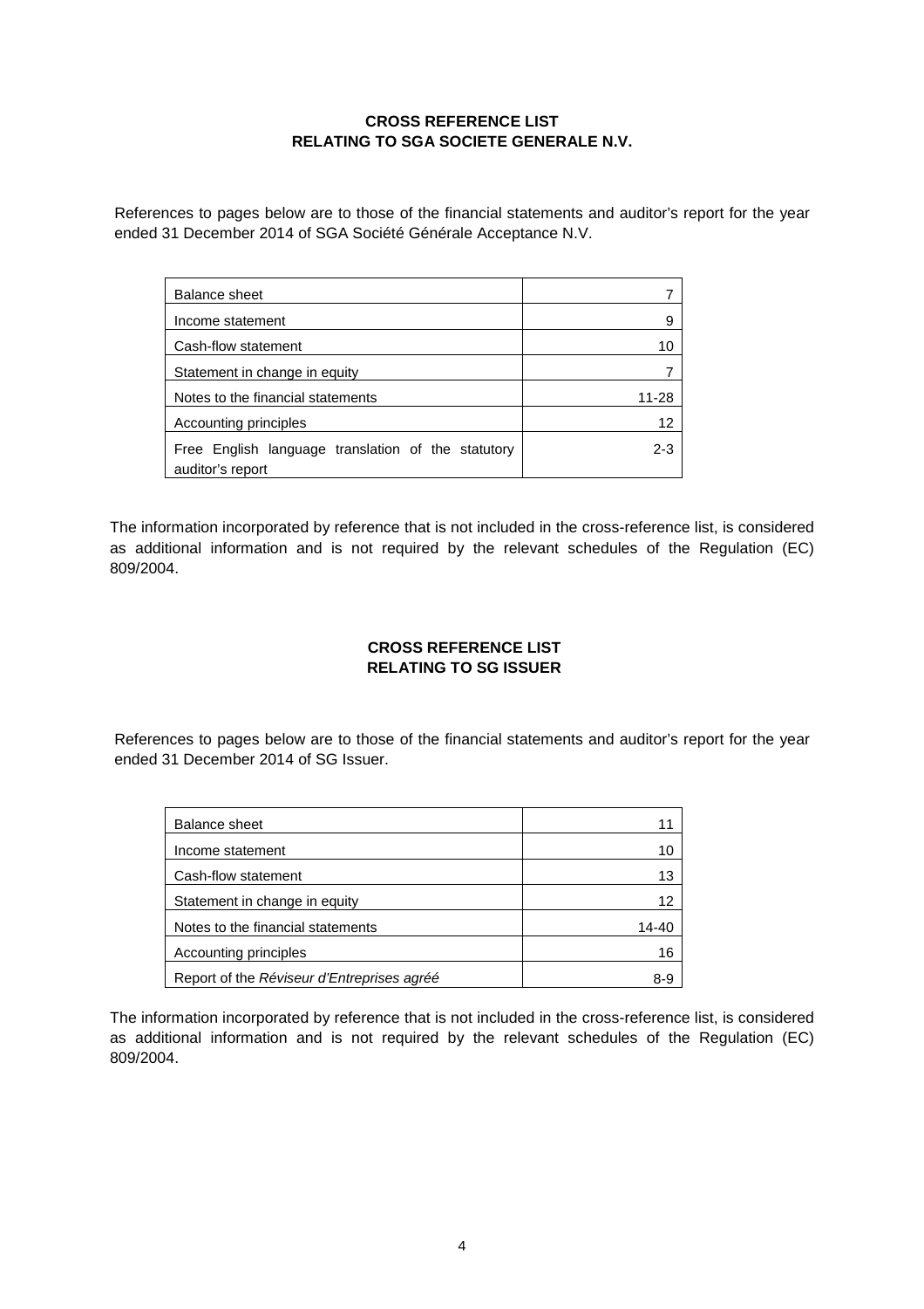**CROSS REFERENCE LIST**
**RELATING TO SGA SOCIETE GENERALE N.V.**

References to pages below are to those of the financial statements and auditor's report for the year ended 31 December 2014 of SGA Société Générale Acceptance N.V.

| | |
|---|---|
| Balance sheet | 7 |
| Income statement | 9 |
| Cash-flow statement | 10 |
| Statement in change in equity | 7 |
| Notes to the financial statements | 11-28 |
| Accounting principles | 12 |
| Free English language translation of the statutory auditor's report | 2-3 |

The information incorporated by reference that is not included in the cross-reference list, is considered as additional information and is not required by the relevant schedules of the Regulation (EC) 809/2004.

**CROSS REFERENCE LIST**
**RELATING TO SG ISSUER**

References to pages below are to those of the financial statements and auditor's report for the year ended 31 December 2014 of SG Issuer.

| | |
|---|---|
| Balance sheet | 11 |
| Income statement | 10 |
| Cash-flow statement | 13 |
| Statement in change in equity | 12 |
| Notes to the financial statements | 14-40 |
| Accounting principles | 16 |
| Report of the *Réviseur d'Entreprises agréé* | 8-9 |

The information incorporated by reference that is not included in the cross-reference list, is considered as additional information and is not required by the relevant schedules of the Regulation (EC) 809/2004.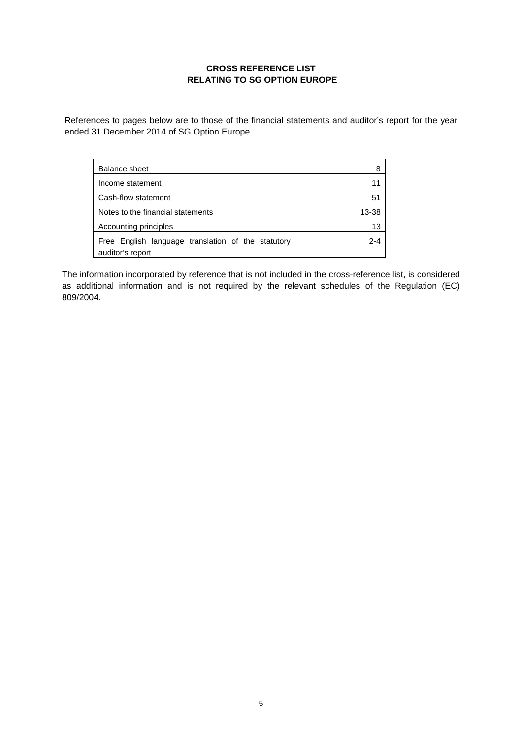**CROSS REFERENCE LIST**
**RELATING TO SG OPTION EUROPE**

References to pages below are to those of the financial statements and auditor's report for the year ended 31 December 2014 of SG Option Europe.

| | |
|---|---|
| Balance sheet | 8 |
| Income statement | 11 |
| Cash-flow statement | 51 |
| Notes to the financial statements | 13-38 |
| Accounting principles | 13 |
| Free English language translation of the statutory auditor's report | 2-4 |

The information incorporated by reference that is not included in the cross-reference list, is considered as additional information and is not required by the relevant schedules of the Regulation (EC) 809/2004.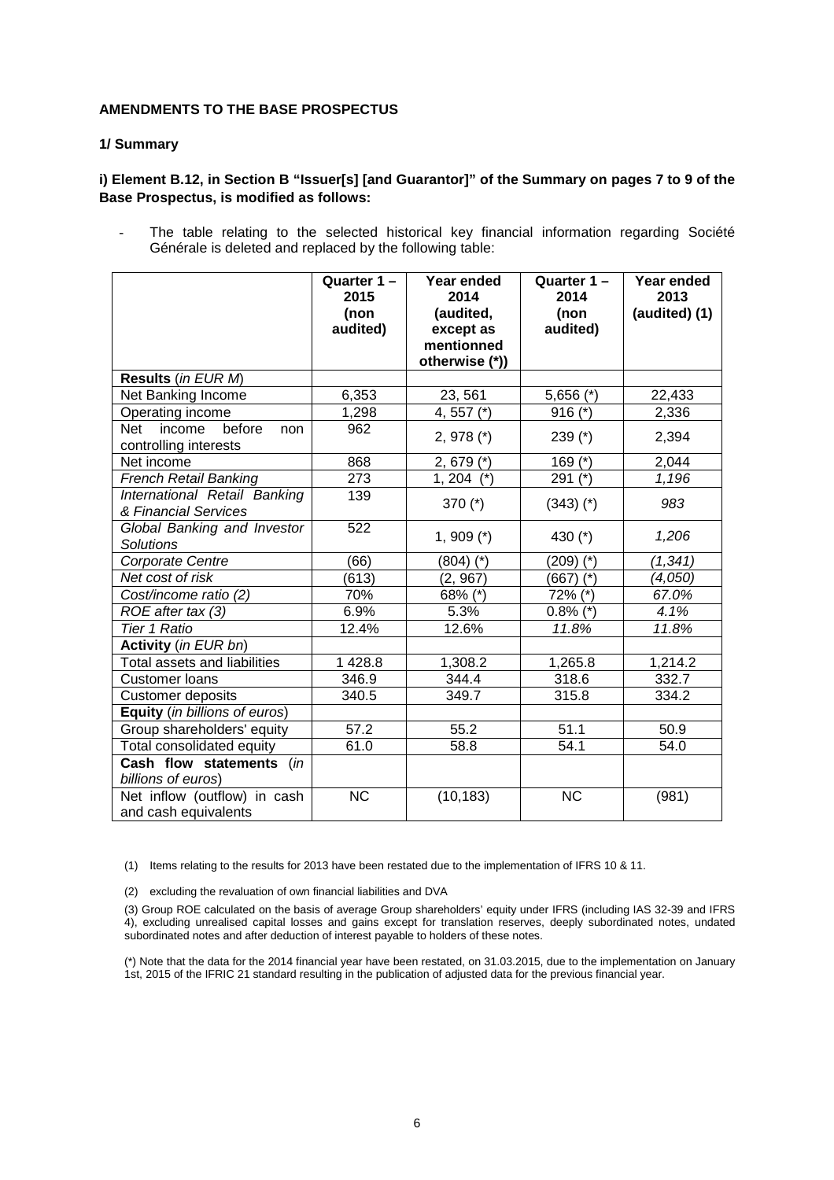**AMENDMENTS TO THE BASE PROSPECTUS**

**1/ Summary**

**i) Element B.12, in Section B "Issuer[s] [and Guarantor]" of the Summary on pages 7 to 9 of the Base Prospectus, is modified as follows:**

- The table relating to the selected historical key financial information regarding Société Générale is deleted and replaced by the following table:

| | **Quarter 1 – 2015 (non audited)** | **Year ended 2014 (audited, except as mentionned otherwise (*))** | **Quarter 1 – 2014 (non audited)** | **Year ended 2013 (audited) (1)** |
|---|---|---|---|---|
| **Results** (*in EUR M*) | | | | |
| Net Banking Income | 6,353 | 23, 561 | 5,656 (*) | 22,433 |
| Operating income | 1,298 | 4, 557 (*) | 916 (*) | 2,336 |
| Net income before non controlling interests | 962 | 2, 978 (*) | 239 (*) | 2,394 |
| Net income | 868 | 2, 679 (*) | 169 (*) | 2,044 |
| *French Retail Banking* | 273 | 1, 204 (*) | 291 (*) | *1,196* |
| *International Retail Banking & Financial Services* | 139 | 370 (*) | (343) (*) | *983* |
| *Global Banking and Investor Solutions* | 522 | 1, 909 (*) | 430 (*) | *1,206* |
| *Corporate Centre* | (66) | (804) (*) | (209) (*) | *(1, 341)* |
| *Net cost of risk* | (613) | (2, 967) | (667) (*) | *(4,050)* |
| *Cost/income ratio (2)* | 70% | 68% (*) | 72% (*) | *67.0%* |
| *ROE after tax (3)* | 6.9% | 5.3% | 0.8% (*) | *4.1%* |
| *Tier 1 Ratio* | 12.4% | 12.6% | *11.8%* | *11.8%* |
| **Activity** (*in EUR bn*) | | | | |
| Total assets and liabilities | 1 428.8 | 1,308.2 | 1,265.8 | 1,214.2 |
| Customer loans | 346.9 | 344.4 | 318.6 | 332.7 |
| Customer deposits | 340.5 | 349.7 | 315.8 | 334.2 |
| **Equity** (*in billions of euros*) | | | | |
| Group shareholders' equity | 57.2 | 55.2 | 51.1 | 50.9 |
| Total consolidated equity | 61.0 | 58.8 | 54.1 | 54.0 |
| **Cash flow statements** (*in billions of euros*) | | | | |
| Net inflow (outflow) in cash and cash equivalents | NC | (10,183) | NC | (981) |

(1) Items relating to the results for 2013 have been restated due to the implementation of IFRS 10 & 11.

(2) excluding the revaluation of own financial liabilities and DVA

(3) Group ROE calculated on the basis of average Group shareholders' equity under IFRS (including IAS 32-39 and IFRS 4), excluding unrealised capital losses and gains except for translation reserves, deeply subordinated notes, undated subordinated notes and after deduction of interest payable to holders of these notes.

(*) Note that the data for the 2014 financial year have been restated, on 31.03.2015, due to the implementation on January 1st, 2015 of the IFRIC 21 standard resulting in the publication of adjusted data for the previous financial year.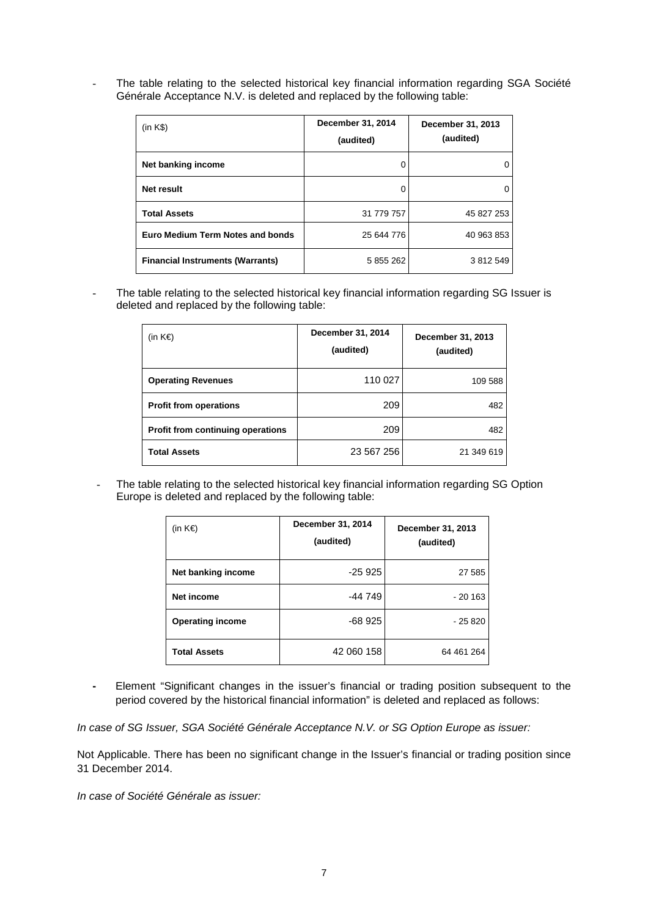- The table relating to the selected historical key financial information regarding SGA Société Générale Acceptance N.V. is deleted and replaced by the following table:

| (in K$) | December 31, 2014 (audited) | December 31, 2013 (audited) |
|---|---|---|
| **Net banking income** | 0 | 0 |
| **Net result** | 0 | 0 |
| **Total Assets** | 31 779 757 | 45 827 253 |
| **Euro Medium Term Notes and bonds** | 25 644 776 | 40 963 853 |
| **Financial Instruments (Warrants)** | 5 855 262 | 3 812 549 |

- The table relating to the selected historical key financial information regarding SG Issuer is deleted and replaced by the following table:

| (in K€) | December 31, 2014 (audited) | December 31, 2013 (audited) |
|---|---|---|
| **Operating Revenues** | 110 027 | 109 588 |
| **Profit from operations** | 209 | 482 |
| **Profit from continuing operations** | 209 | 482 |
| **Total Assets** | 23 567 256 | 21 349 619 |

- The table relating to the selected historical key financial information regarding SG Option Europe is deleted and replaced by the following table:

| (in K€) | December 31, 2014 (audited) | December 31, 2013 (audited) |
|---|---|---|
| **Net banking income** | -25 925 | 27 585 |
| **Net income** | -44 749 | - 20 163 |
| **Operating income** | -68 925 | - 25 820 |
| **Total Assets** | 42 060 158 | 64 461 264 |

- Element "Significant changes in the issuer's financial or trading position subsequent to the period covered by the historical financial information" is deleted and replaced as follows:

*In case of SG Issuer, SGA Société Générale Acceptance N.V. or SG Option Europe as issuer:*

Not Applicable. There has been no significant change in the Issuer's financial or trading position since 31 December 2014.

*In case of Société Générale as issuer:*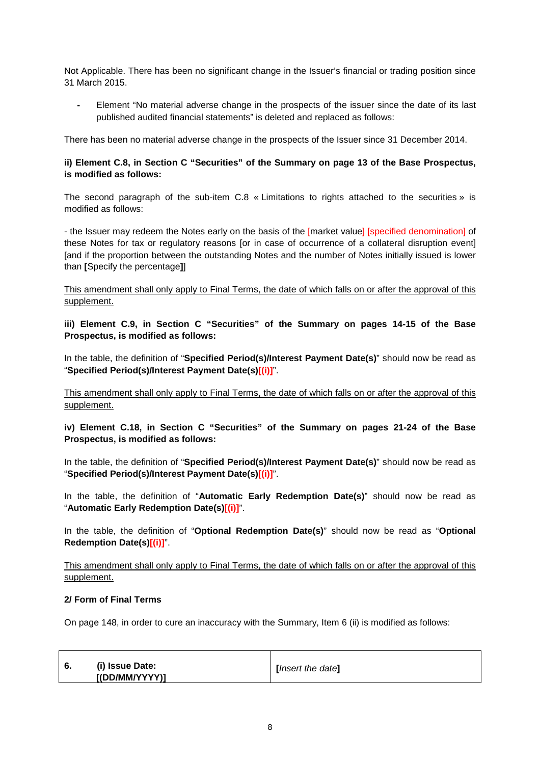Not Applicable. There has been no significant change in the Issuer's financial or trading position since 31 March 2015.

- Element "No material adverse change in the prospects of the issuer since the date of its last published audited financial statements" is deleted and replaced as follows:

There has been no material adverse change in the prospects of the Issuer since 31 December 2014.

**ii) Element C.8, in Section C "Securities" of the Summary on page 13 of the Base Prospectus, is modified as follows:**

The second paragraph of the sub-item C.8 « Limitations to rights attached to the securities » is modified as follows:

- the Issuer may redeem the Notes early on the basis of the [market value] [specified denomination] of these Notes for tax or regulatory reasons [or in case of occurrence of a collateral disruption event] [and if the proportion between the outstanding Notes and the number of Notes initially issued is lower than **[**Specify the percentage**]**]

<u>This amendment shall only apply to Final Terms, the date of which falls on or after the approval of this supplement.</u>

**iii) Element C.9, in Section C "Securities" of the Summary on pages 14-15 of the Base Prospectus, is modified as follows:**

In the table, the definition of "**Specified Period(s)/Interest Payment Date(s)**" should now be read as "**Specified Period(s)/Interest Payment Date(s)[(i)]**".

<u>This amendment shall only apply to Final Terms, the date of which falls on or after the approval of this supplement.</u>

**iv) Element C.18, in Section C "Securities" of the Summary on pages 21-24 of the Base Prospectus, is modified as follows:**

In the table, the definition of "**Specified Period(s)/Interest Payment Date(s)**" should now be read as "**Specified Period(s)/Interest Payment Date(s)[(i)]**".

In the table, the definition of "**Automatic Early Redemption Date(s)**" should now be read as "**Automatic Early Redemption Date(s)[(i)]**".

In the table, the definition of "**Optional Redemption Date(s)**" should now be read as "**Optional Redemption Date(s)[(i)]**".

<u>This amendment shall only apply to Final Terms, the date of which falls on or after the approval of this supplement.</u>

**2/ Form of Final Terms**

On page 148, in order to cure an inaccuracy with the Summary, Item 6 (ii) is modified as follows:

| 6. | (i) Issue Date: [(DD/MM/YYYY)] | **[***Insert the date***]** |
|---|---|---|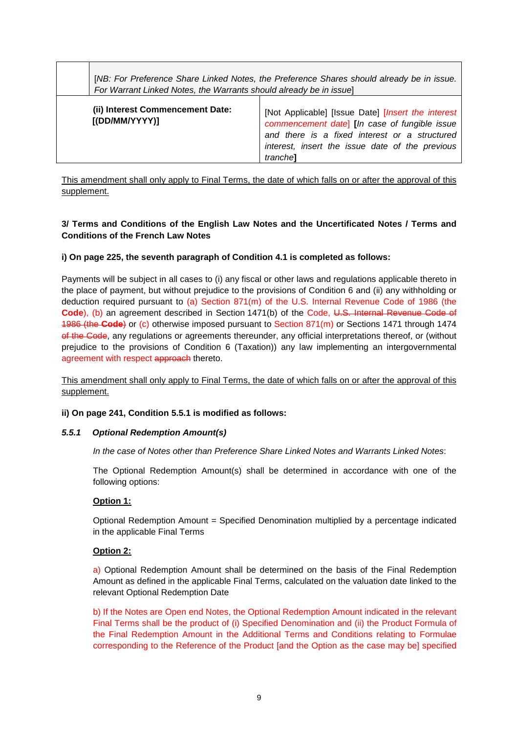| | |
|---|---|
| | [*NB: For Preference Share Linked Notes, the Preference Shares should already be in issue. For Warrant Linked Notes, the Warrants should already be in issue*] |
| **(ii) Interest Commencement Date: [(DD/MM/YYYY)]** | [Not Applicable] [Issue Date] [*Insert the interest commencement date*] **[***In case of fungible issue and there is a fixed interest or a structured interest, insert the issue date of the previous tranche***]** |

<u>This amendment shall only apply to Final Terms, the date of which falls on or after the approval of this supplement.</u>

**3/ Terms and Conditions of the English Law Notes and the Uncertificated Notes / Terms and Conditions of the French Law Notes**

**i) On page 225, the seventh paragraph of Condition 4.1 is completed as follows:**

Payments will be subject in all cases to (i) any fiscal or other laws and regulations applicable thereto in the place of payment, but without prejudice to the provisions of Condition 6 and (ii) any withholding or deduction required pursuant to (a) Section 871(m) of the U.S. Internal Revenue Code of 1986 (the **Code**), (b) an agreement described in Section 1471(b) of the Code, ~~U.S. Internal Revenue Code of 1986 (the **Code**)~~ or (c) otherwise imposed pursuant to Section 871(m) or Sections 1471 through 1474 ~~of the Code~~, any regulations or agreements thereunder, any official interpretations thereof, or (without prejudice to the provisions of Condition 6 (Taxation)) any law implementing an intergovernmental agreement with respect ~~approach~~ thereto.

<u>This amendment shall only apply to Final Terms, the date of which falls on or after the approval of this supplement.</u>

**ii) On page 241, Condition 5.5.1 is modified as follows:**

***5.5.1 Optional Redemption Amount(s)***

*In the case of Notes other than Preference Share Linked Notes and Warrants Linked Notes*:

The Optional Redemption Amount(s) shall be determined in accordance with one of the following options:

**<u>Option 1:</u>**

Optional Redemption Amount = Specified Denomination multiplied by a percentage indicated in the applicable Final Terms

**<u>Option 2:</u>**

a) Optional Redemption Amount shall be determined on the basis of the Final Redemption Amount as defined in the applicable Final Terms, calculated on the valuation date linked to the relevant Optional Redemption Date

b) If the Notes are Open end Notes, the Optional Redemption Amount indicated in the relevant Final Terms shall be the product of (i) Specified Denomination and (ii) the Product Formula of the Final Redemption Amount in the Additional Terms and Conditions relating to Formulae corresponding to the Reference of the Product [and the Option as the case may be] specified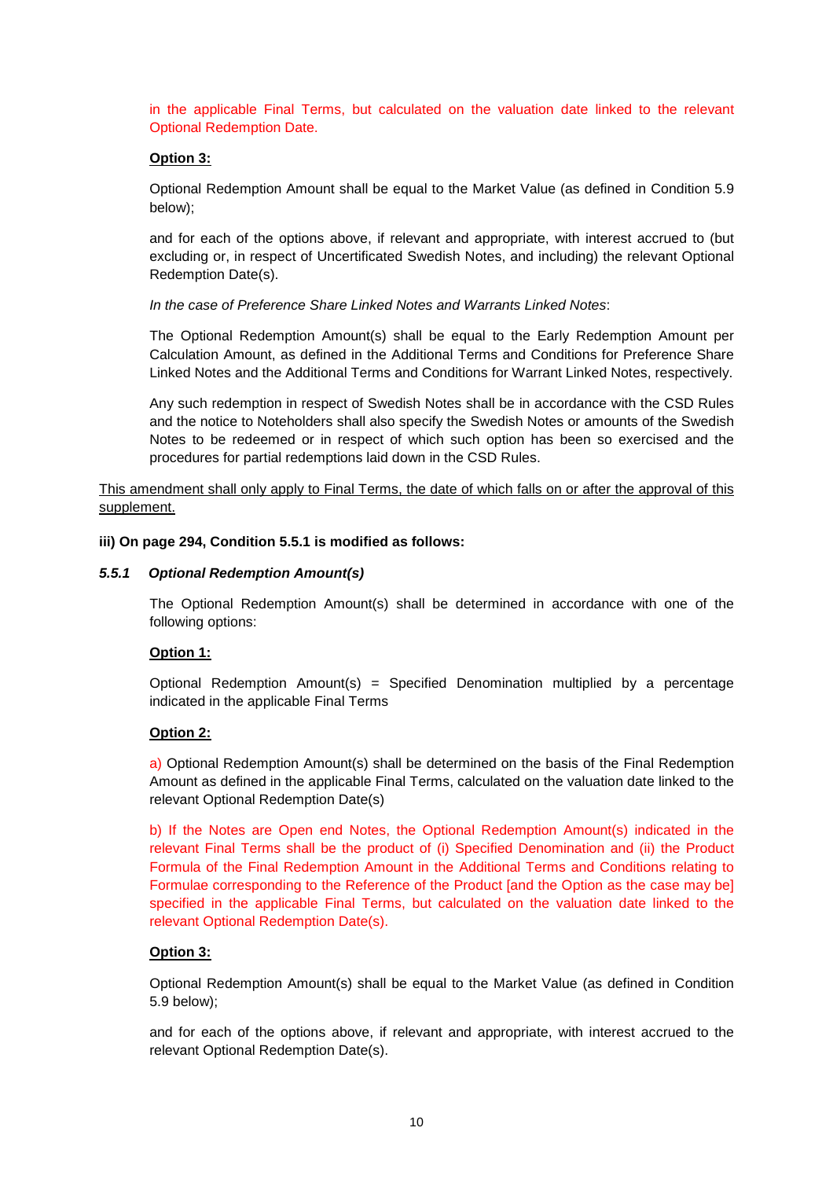in the applicable Final Terms, but calculated on the valuation date linked to the relevant Optional Redemption Date.

**Option 3:**

Optional Redemption Amount shall be equal to the Market Value (as defined in Condition 5.9 below);

and for each of the options above, if relevant and appropriate, with interest accrued to (but excluding or, in respect of Uncertificated Swedish Notes, and including) the relevant Optional Redemption Date(s).

*In the case of Preference Share Linked Notes and Warrants Linked Notes*:

The Optional Redemption Amount(s) shall be equal to the Early Redemption Amount per Calculation Amount, as defined in the Additional Terms and Conditions for Preference Share Linked Notes and the Additional Terms and Conditions for Warrant Linked Notes, respectively.

Any such redemption in respect of Swedish Notes shall be in accordance with the CSD Rules and the notice to Noteholders shall also specify the Swedish Notes or amounts of the Swedish Notes to be redeemed or in respect of which such option has been so exercised and the procedures for partial redemptions laid down in the CSD Rules.

This amendment shall only apply to Final Terms, the date of which falls on or after the approval of this supplement.

**iii) On page 294, Condition 5.5.1 is modified as follows:**

***5.5.1 Optional Redemption Amount(s)***

The Optional Redemption Amount(s) shall be determined in accordance with one of the following options:

**Option 1:**

Optional Redemption Amount(s) = Specified Denomination multiplied by a percentage indicated in the applicable Final Terms

**Option 2:**

a) Optional Redemption Amount(s) shall be determined on the basis of the Final Redemption Amount as defined in the applicable Final Terms, calculated on the valuation date linked to the relevant Optional Redemption Date(s)

b) If the Notes are Open end Notes, the Optional Redemption Amount(s) indicated in the relevant Final Terms shall be the product of (i) Specified Denomination and (ii) the Product Formula of the Final Redemption Amount in the Additional Terms and Conditions relating to Formulae corresponding to the Reference of the Product [and the Option as the case may be] specified in the applicable Final Terms, but calculated on the valuation date linked to the relevant Optional Redemption Date(s).

**Option 3:**

Optional Redemption Amount(s) shall be equal to the Market Value (as defined in Condition 5.9 below);

and for each of the options above, if relevant and appropriate, with interest accrued to the relevant Optional Redemption Date(s).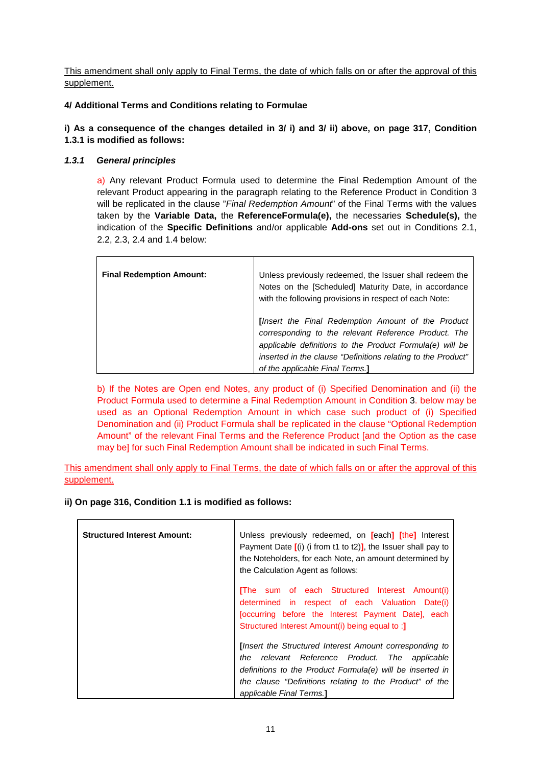This amendment shall only apply to Final Terms, the date of which falls on or after the approval of this supplement.

**4/ Additional Terms and Conditions relating to Formulae**

**i) As a consequence of the changes detailed in 3/ i) and 3/ ii) above, on page 317, Condition 1.3.1 is modified as follows:**

***1.3.1 General principles***

a) Any relevant Product Formula used to determine the Final Redemption Amount of the relevant Product appearing in the paragraph relating to the Reference Product in Condition 3 will be replicated in the clause "*Final Redemption Amount*" of the Final Terms with the values taken by the **Variable Data,** the **ReferenceFormula(e),** the necessaries **Schedule(s),** the indication of the **Specific Definitions** and/or applicable **Add-ons** set out in Conditions 2.1, 2.2, 2.3, 2.4 and 1.4 below:

| **Final Redemption Amount:** | Unless previously redeemed, the Issuer shall redeem the Notes on the [Scheduled] Maturity Date, in accordance with the following provisions in respect of each Note:<br><br>**[***Insert the Final Redemption Amount of the Product corresponding to the relevant Reference Product. The applicable definitions to the Product Formula(e) will be inserted in the clause "Definitions relating to the Product" of the applicable Final Terms.***]** |
|---|---|

b) If the Notes are Open end Notes, any product of (i) Specified Denomination and (ii) the Product Formula used to determine a Final Redemption Amount in Condition 3. below may be used as an Optional Redemption Amount in which case such product of (i) Specified Denomination and (ii) Product Formula shall be replicated in the clause "Optional Redemption Amount" of the relevant Final Terms and the Reference Product [and the Option as the case may be] for such Final Redemption Amount shall be indicated in such Final Terms.

This amendment shall only apply to Final Terms, the date of which falls on or after the approval of this supplement.

**ii) On page 316, Condition 1.1 is modified as follows:**

| **Structured Interest Amount:** | Unless previously redeemed, on **[**each**] [**the**]** Interest Payment Date **[**(i) (i from t1 to t2)**]**, the Issuer shall pay to the Noteholders, for each Note, an amount determined by the Calculation Agent as follows:<br><br>**[**The sum of each Structured Interest Amount(i) determined in respect of each Valuation Date(i) [occurring before the Interest Payment Date], each Structured Interest Amount(i) being equal to :**]**<br><br>**[***Insert the Structured Interest Amount corresponding to the relevant Reference Product. The applicable definitions to the Product Formula(e) will be inserted in the clause "Definitions relating to the Product" of the applicable Final Terms.***]** |
|---|---|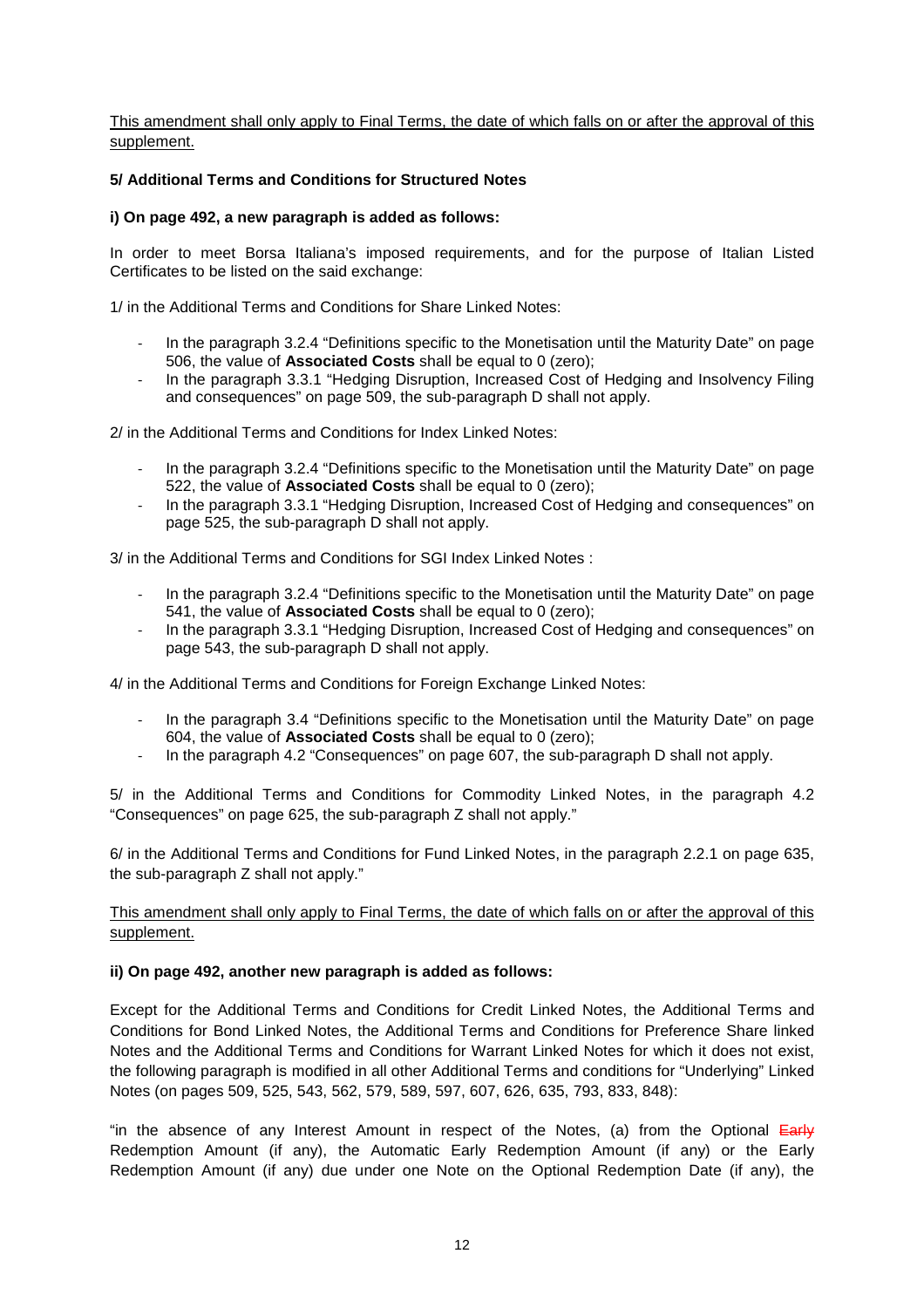<u>This amendment shall only apply to Final Terms, the date of which falls on or after the approval of this supplement.</u>

**5/ Additional Terms and Conditions for Structured Notes**

**i) On page 492, a new paragraph is added as follows:**

In order to meet Borsa Italiana's imposed requirements, and for the purpose of Italian Listed Certificates to be listed on the said exchange:

1/ in the Additional Terms and Conditions for Share Linked Notes:

- In the paragraph 3.2.4 "Definitions specific to the Monetisation until the Maturity Date" on page 506, the value of **Associated Costs** shall be equal to 0 (zero);
- In the paragraph 3.3.1 "Hedging Disruption, Increased Cost of Hedging and Insolvency Filing and consequences" on page 509, the sub-paragraph D shall not apply.

2/ in the Additional Terms and Conditions for Index Linked Notes:

- In the paragraph 3.2.4 "Definitions specific to the Monetisation until the Maturity Date" on page 522, the value of **Associated Costs** shall be equal to 0 (zero);
- In the paragraph 3.3.1 "Hedging Disruption, Increased Cost of Hedging and consequences" on page 525, the sub-paragraph D shall not apply.

3/ in the Additional Terms and Conditions for SGI Index Linked Notes :

- In the paragraph 3.2.4 "Definitions specific to the Monetisation until the Maturity Date" on page 541, the value of **Associated Costs** shall be equal to 0 (zero);
- In the paragraph 3.3.1 "Hedging Disruption, Increased Cost of Hedging and consequences" on page 543, the sub-paragraph D shall not apply.

4/ in the Additional Terms and Conditions for Foreign Exchange Linked Notes:

- In the paragraph 3.4 "Definitions specific to the Monetisation until the Maturity Date" on page 604, the value of **Associated Costs** shall be equal to 0 (zero);
- In the paragraph 4.2 "Consequences" on page 607, the sub-paragraph D shall not apply.

5/ in the Additional Terms and Conditions for Commodity Linked Notes, in the paragraph 4.2 "Consequences" on page 625, the sub-paragraph Z shall not apply."

6/ in the Additional Terms and Conditions for Fund Linked Notes, in the paragraph 2.2.1 on page 635, the sub-paragraph Z shall not apply."

<u>This amendment shall only apply to Final Terms, the date of which falls on or after the approval of this supplement.</u>

**ii) On page 492, another new paragraph is added as follows:**

Except for the Additional Terms and Conditions for Credit Linked Notes, the Additional Terms and Conditions for Bond Linked Notes, the Additional Terms and Conditions for Preference Share linked Notes and the Additional Terms and Conditions for Warrant Linked Notes for which it does not exist, the following paragraph is modified in all other Additional Terms and conditions for "Underlying" Linked Notes (on pages 509, 525, 543, 562, 579, 589, 597, 607, 626, 635, 793, 833, 848):

"in the absence of any Interest Amount in respect of the Notes, (a) from the Optional ~~Early~~ Redemption Amount (if any), the Automatic Early Redemption Amount (if any) or the Early Redemption Amount (if any) due under one Note on the Optional Redemption Date (if any), the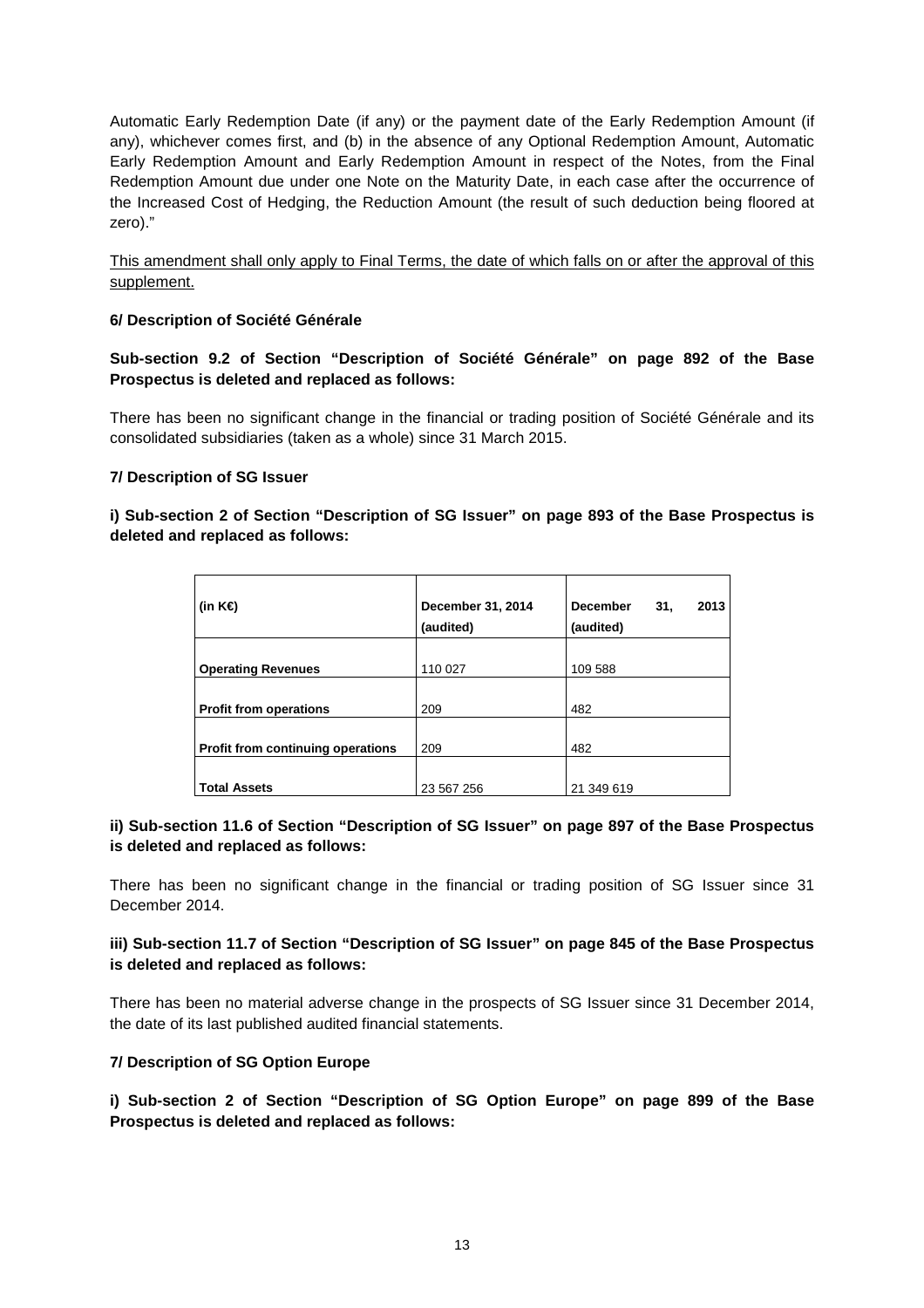Automatic Early Redemption Date (if any) or the payment date of the Early Redemption Amount (if any), whichever comes first, and (b) in the absence of any Optional Redemption Amount, Automatic Early Redemption Amount and Early Redemption Amount in respect of the Notes, from the Final Redemption Amount due under one Note on the Maturity Date, in each case after the occurrence of the Increased Cost of Hedging, the Reduction Amount (the result of such deduction being floored at zero)."

<u>This amendment shall only apply to Final Terms, the date of which falls on or after the approval of this supplement.</u>

**6/ Description of Société Générale**

**Sub-section 9.2 of Section "Description of Société Générale" on page 892 of the Base Prospectus is deleted and replaced as follows:**

There has been no significant change in the financial or trading position of Société Générale and its consolidated subsidiaries (taken as a whole) since 31 March 2015.

**7/ Description of SG Issuer**

**i) Sub-section 2 of Section "Description of SG Issuer" on page 893 of the Base Prospectus is deleted and replaced as follows:**

| (in K€) | December 31, 2014 (audited) | December 31, 2013 (audited) |
|---|---|---|
| **Operating Revenues** | 110 027 | 109 588 |
| **Profit from operations** | 209 | 482 |
| **Profit from continuing operations** | 209 | 482 |
| **Total Assets** | 23 567 256 | 21 349 619 |

**ii) Sub-section 11.6 of Section "Description of SG Issuer" on page 897 of the Base Prospectus is deleted and replaced as follows:**

There has been no significant change in the financial or trading position of SG Issuer since 31 December 2014.

**iii) Sub-section 11.7 of Section "Description of SG Issuer" on page 845 of the Base Prospectus is deleted and replaced as follows:**

There has been no material adverse change in the prospects of SG Issuer since 31 December 2014, the date of its last published audited financial statements.

**7/ Description of SG Option Europe**

**i) Sub-section 2 of Section "Description of SG Option Europe" on page 899 of the Base Prospectus is deleted and replaced as follows:**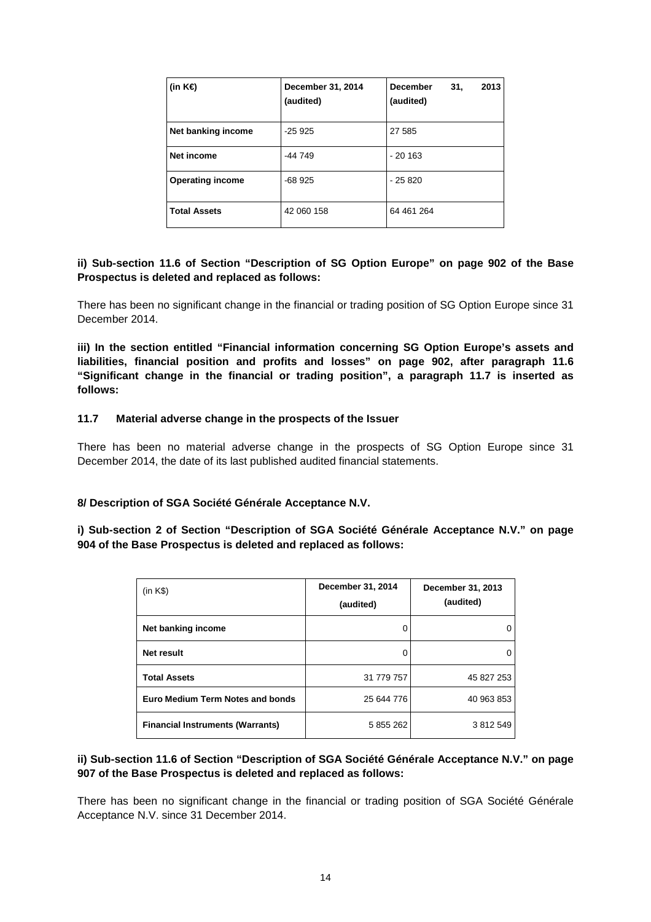| (in K€) | December 31, 2014 (audited) | December 31, 2013 (audited) |
|---|---|---|
| **Net banking income** | -25 925 | 27 585 |
| **Net income** | -44 749 | - 20 163 |
| **Operating income** | -68 925 | - 25 820 |
| **Total Assets** | 42 060 158 | 64 461 264 |

**ii) Sub-section 11.6 of Section "Description of SG Option Europe" on page 902 of the Base Prospectus is deleted and replaced as follows:**

There has been no significant change in the financial or trading position of SG Option Europe since 31 December 2014.

**iii) In the section entitled "Financial information concerning SG Option Europe's assets and liabilities, financial position and profits and losses" on page 902, after paragraph 11.6 "Significant change in the financial or trading position", a paragraph 11.7 is inserted as follows:**

**11.7 Material adverse change in the prospects of the Issuer**

There has been no material adverse change in the prospects of SG Option Europe since 31 December 2014, the date of its last published audited financial statements.

**8/ Description of SGA Société Générale Acceptance N.V.**

**i) Sub-section 2 of Section "Description of SGA Société Générale Acceptance N.V." on page 904 of the Base Prospectus is deleted and replaced as follows:**

| (in K$) | December 31, 2014 (audited) | December 31, 2013 (audited) |
|---|---|---|
| **Net banking income** | 0 | 0 |
| **Net result** | 0 | 0 |
| **Total Assets** | 31 779 757 | 45 827 253 |
| **Euro Medium Term Notes and bonds** | 25 644 776 | 40 963 853 |
| **Financial Instruments (Warrants)** | 5 855 262 | 3 812 549 |

**ii) Sub-section 11.6 of Section "Description of SGA Société Générale Acceptance N.V." on page 907 of the Base Prospectus is deleted and replaced as follows:**

There has been no significant change in the financial or trading position of SGA Société Générale Acceptance N.V. since 31 December 2014.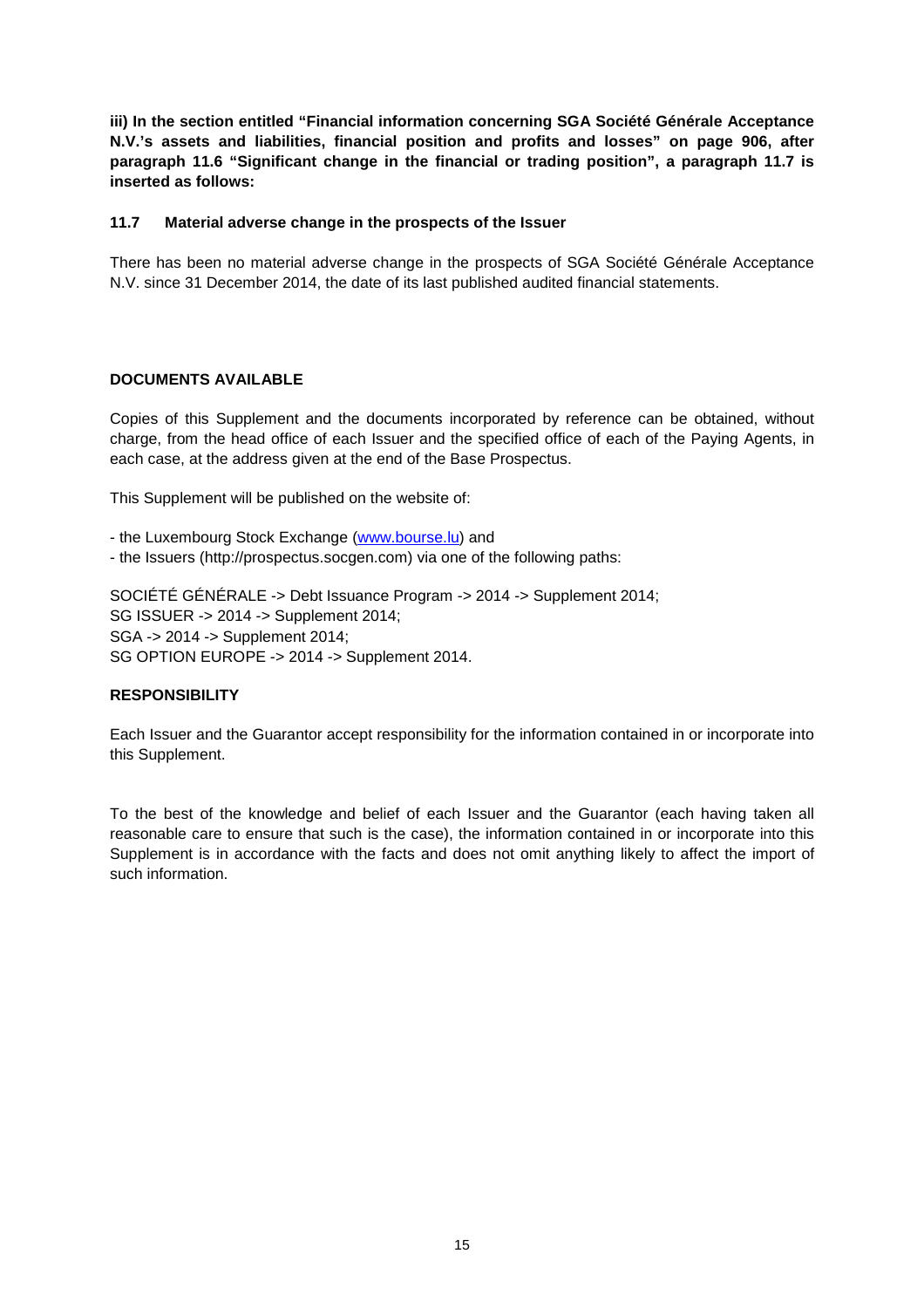**iii) In the section entitled "Financial information concerning SGA Société Générale Acceptance N.V.'s assets and liabilities, financial position and profits and losses" on page 906, after paragraph 11.6 "Significant change in the financial or trading position", a paragraph 11.7 is inserted as follows:**

**11.7 Material adverse change in the prospects of the Issuer**

There has been no material adverse change in the prospects of SGA Société Générale Acceptance N.V. since 31 December 2014, the date of its last published audited financial statements.

**DOCUMENTS AVAILABLE**

Copies of this Supplement and the documents incorporated by reference can be obtained, without charge, from the head office of each Issuer and the specified office of each of the Paying Agents, in each case, at the address given at the end of the Base Prospectus.

This Supplement will be published on the website of:

- the Luxembourg Stock Exchange (www.bourse.lu) and
- the Issuers (http://prospectus.socgen.com) via one of the following paths:

SOCIÉTÉ GÉNÉRALE -> Debt Issuance Program -> 2014 -> Supplement 2014;
SG ISSUER -> 2014 -> Supplement 2014;
SGA -> 2014 -> Supplement 2014;
SG OPTION EUROPE -> 2014 -> Supplement 2014.

**RESPONSIBILITY**

Each Issuer and the Guarantor accept responsibility for the information contained in or incorporate into this Supplement.

To the best of the knowledge and belief of each Issuer and the Guarantor (each having taken all reasonable care to ensure that such is the case), the information contained in or incorporate into this Supplement is in accordance with the facts and does not omit anything likely to affect the import of such information.